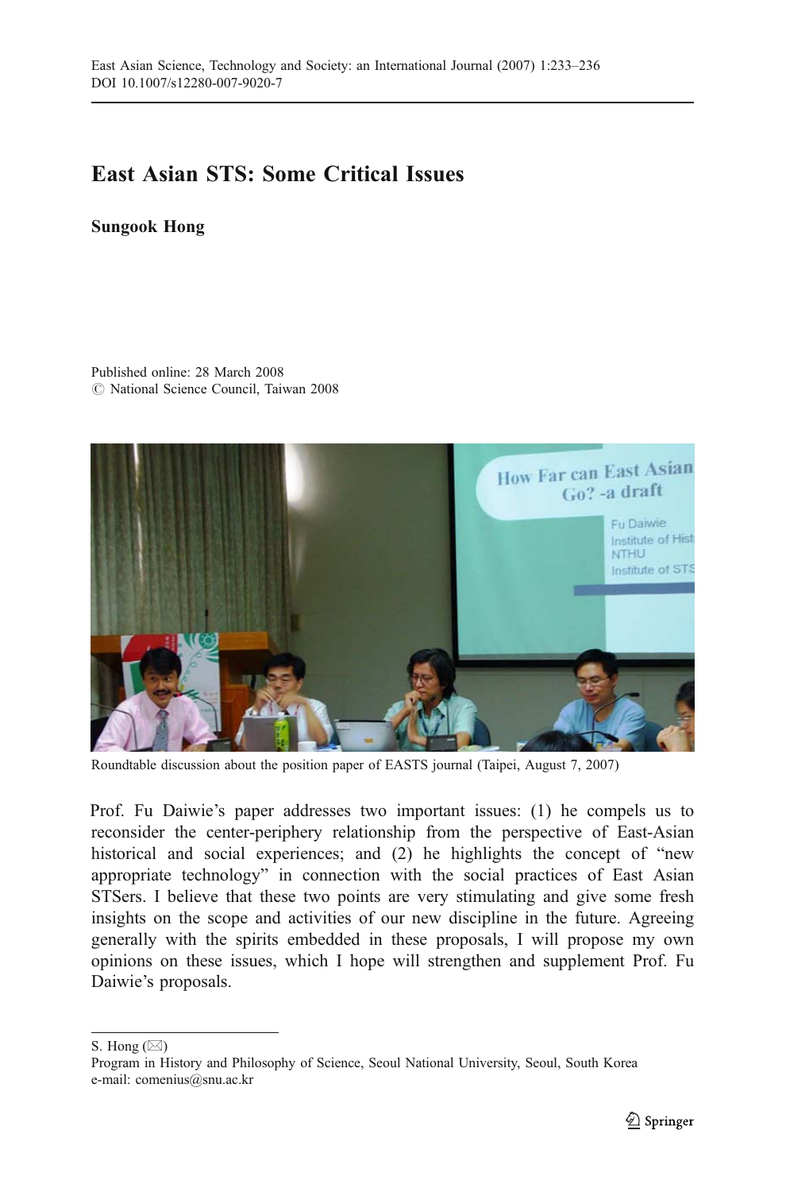# East Asian STS: Some Critical Issues

**Sungook Hong**

Published online: 28 March 2008
© National Science Council, Taiwan 2008

Roundtable discussion about the position paper of EASTS journal (Taipei, August 7, 2007)

Prof. Fu Daiwie's paper addresses two important issues: (1) he compels us to reconsider the center-periphery relationship from the perspective of East-Asian historical and social experiences; and (2) he highlights the concept of "new appropriate technology" in connection with the social practices of East Asian STSers. I believe that these two points are very stimulating and give some fresh insights on the scope and activities of our new discipline in the future. Agreeing generally with the spirits embedded in these proposals, I will propose my own opinions on these issues, which I hope will strengthen and supplement Prof. Fu Daiwie's proposals.

---

S. Hong (✉)
Program in History and Philosophy of Science, Seoul National University, Seoul, South Korea
e-mail: comenius@snu.ac.kr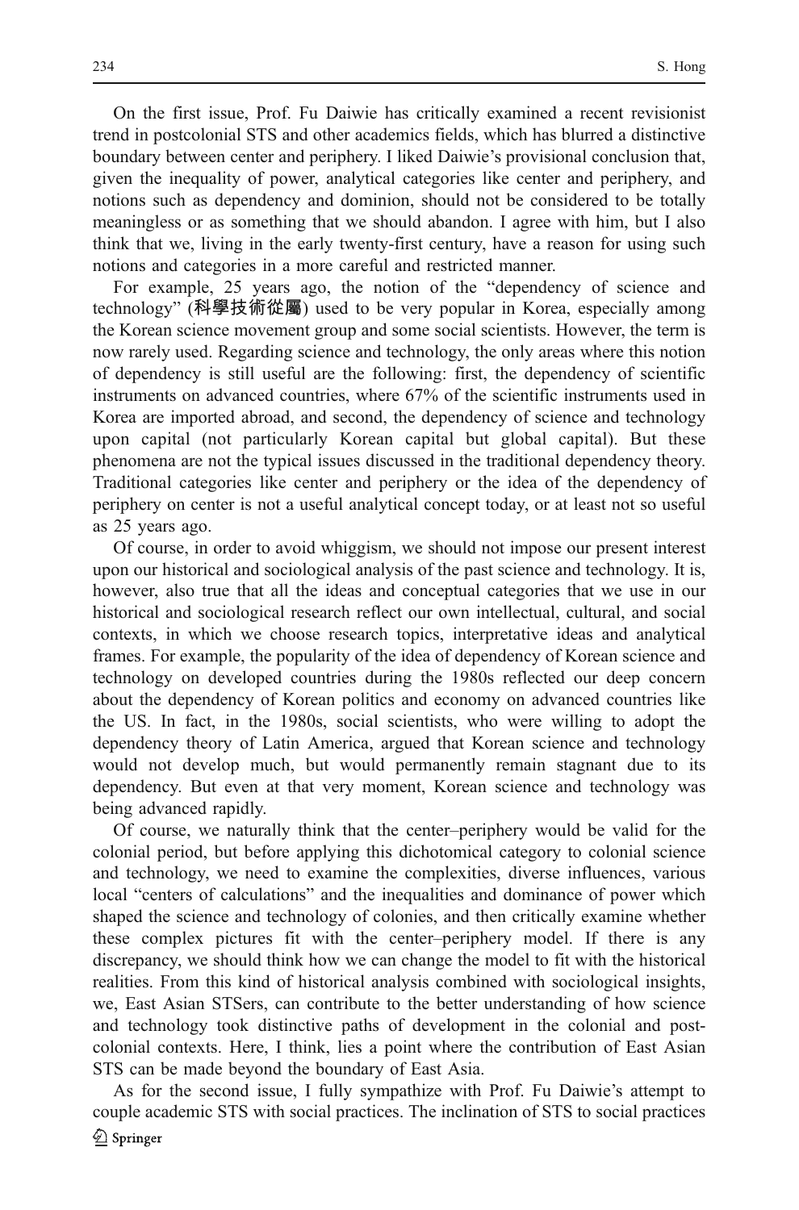On the first issue, Prof. Fu Daiwie has critically examined a recent revisionist trend in postcolonial STS and other academics fields, which has blurred a distinctive boundary between center and periphery. I liked Daiwie's provisional conclusion that, given the inequality of power, analytical categories like center and periphery, and notions such as dependency and dominion, should not be considered to be totally meaningless or as something that we should abandon. I agree with him, but I also think that we, living in the early twenty-first century, have a reason for using such notions and categories in a more careful and restricted manner.

For example, 25 years ago, the notion of the "dependency of science and technology" (科學技術從屬) used to be very popular in Korea, especially among the Korean science movement group and some social scientists. However, the term is now rarely used. Regarding science and technology, the only areas where this notion of dependency is still useful are the following: first, the dependency of scientific instruments on advanced countries, where 67% of the scientific instruments used in Korea are imported abroad, and second, the dependency of science and technology upon capital (not particularly Korean capital but global capital). But these phenomena are not the typical issues discussed in the traditional dependency theory. Traditional categories like center and periphery or the idea of the dependency of periphery on center is not a useful analytical concept today, or at least not so useful as 25 years ago.

Of course, in order to avoid whiggism, we should not impose our present interest upon our historical and sociological analysis of the past science and technology. It is, however, also true that all the ideas and conceptual categories that we use in our historical and sociological research reflect our own intellectual, cultural, and social contexts, in which we choose research topics, interpretative ideas and analytical frames. For example, the popularity of the idea of dependency of Korean science and technology on developed countries during the 1980s reflected our deep concern about the dependency of Korean politics and economy on advanced countries like the US. In fact, in the 1980s, social scientists, who were willing to adopt the dependency theory of Latin America, argued that Korean science and technology would not develop much, but would permanently remain stagnant due to its dependency. But even at that very moment, Korean science and technology was being advanced rapidly.

Of course, we naturally think that the center–periphery would be valid for the colonial period, but before applying this dichotomical category to colonial science and technology, we need to examine the complexities, diverse influences, various local "centers of calculations" and the inequalities and dominance of power which shaped the science and technology of colonies, and then critically examine whether these complex pictures fit with the center–periphery model. If there is any discrepancy, we should think how we can change the model to fit with the historical realities. From this kind of historical analysis combined with sociological insights, we, East Asian STSers, can contribute to the better understanding of how science and technology took distinctive paths of development in the colonial and post-colonial contexts. Here, I think, lies a point where the contribution of East Asian STS can be made beyond the boundary of East Asia.

As for the second issue, I fully sympathize with Prof. Fu Daiwie's attempt to couple academic STS with social practices. The inclination of STS to social practices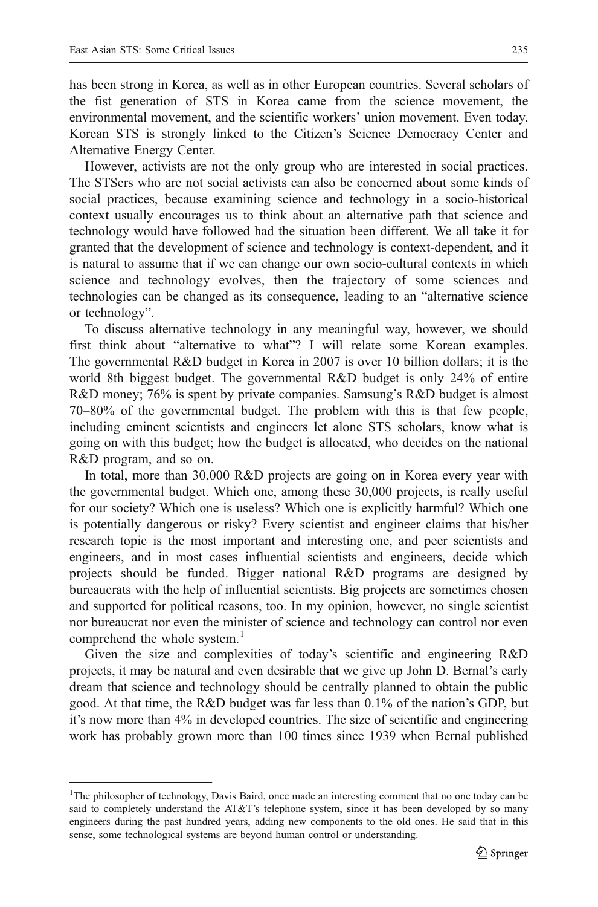has been strong in Korea, as well as in other European countries. Several scholars of the fist generation of STS in Korea came from the science movement, the environmental movement, and the scientific workers' union movement. Even today, Korean STS is strongly linked to the Citizen's Science Democracy Center and Alternative Energy Center.

However, activists are not the only group who are interested in social practices. The STSers who are not social activists can also be concerned about some kinds of social practices, because examining science and technology in a socio-historical context usually encourages us to think about an alternative path that science and technology would have followed had the situation been different. We all take it for granted that the development of science and technology is context-dependent, and it is natural to assume that if we can change our own socio-cultural contexts in which science and technology evolves, then the trajectory of some sciences and technologies can be changed as its consequence, leading to an "alternative science or technology".

To discuss alternative technology in any meaningful way, however, we should first think about "alternative to what"? I will relate some Korean examples. The governmental R&D budget in Korea in 2007 is over 10 billion dollars; it is the world 8th biggest budget. The governmental R&D budget is only 24% of entire R&D money; 76% is spent by private companies. Samsung's R&D budget is almost 70–80% of the governmental budget. The problem with this is that few people, including eminent scientists and engineers let alone STS scholars, know what is going on with this budget; how the budget is allocated, who decides on the national R&D program, and so on.

In total, more than 30,000 R&D projects are going on in Korea every year with the governmental budget. Which one, among these 30,000 projects, is really useful for our society? Which one is useless? Which one is explicitly harmful? Which one is potentially dangerous or risky? Every scientist and engineer claims that his/her research topic is the most important and interesting one, and peer scientists and engineers, and in most cases influential scientists and engineers, decide which projects should be funded. Bigger national R&D programs are designed by bureaucrats with the help of influential scientists. Big projects are sometimes chosen and supported for political reasons, too. In my opinion, however, no single scientist nor bureaucrat nor even the minister of science and technology can control nor even comprehend the whole system.[1]

Given the size and complexities of today's scientific and engineering R&D projects, it may be natural and even desirable that we give up John D. Bernal's early dream that science and technology should be centrally planned to obtain the public good. At that time, the R&D budget was far less than 0.1% of the nation's GDP, but it's now more than 4% in developed countries. The size of scientific and engineering work has probably grown more than 100 times since 1939 when Bernal published

---

[1] The philosopher of technology, Davis Baird, once made an interesting comment that no one today can be said to completely understand the AT&T's telephone system, since it has been developed by so many engineers during the past hundred years, adding new components to the old ones. He said that in this sense, some technological systems are beyond human control or understanding.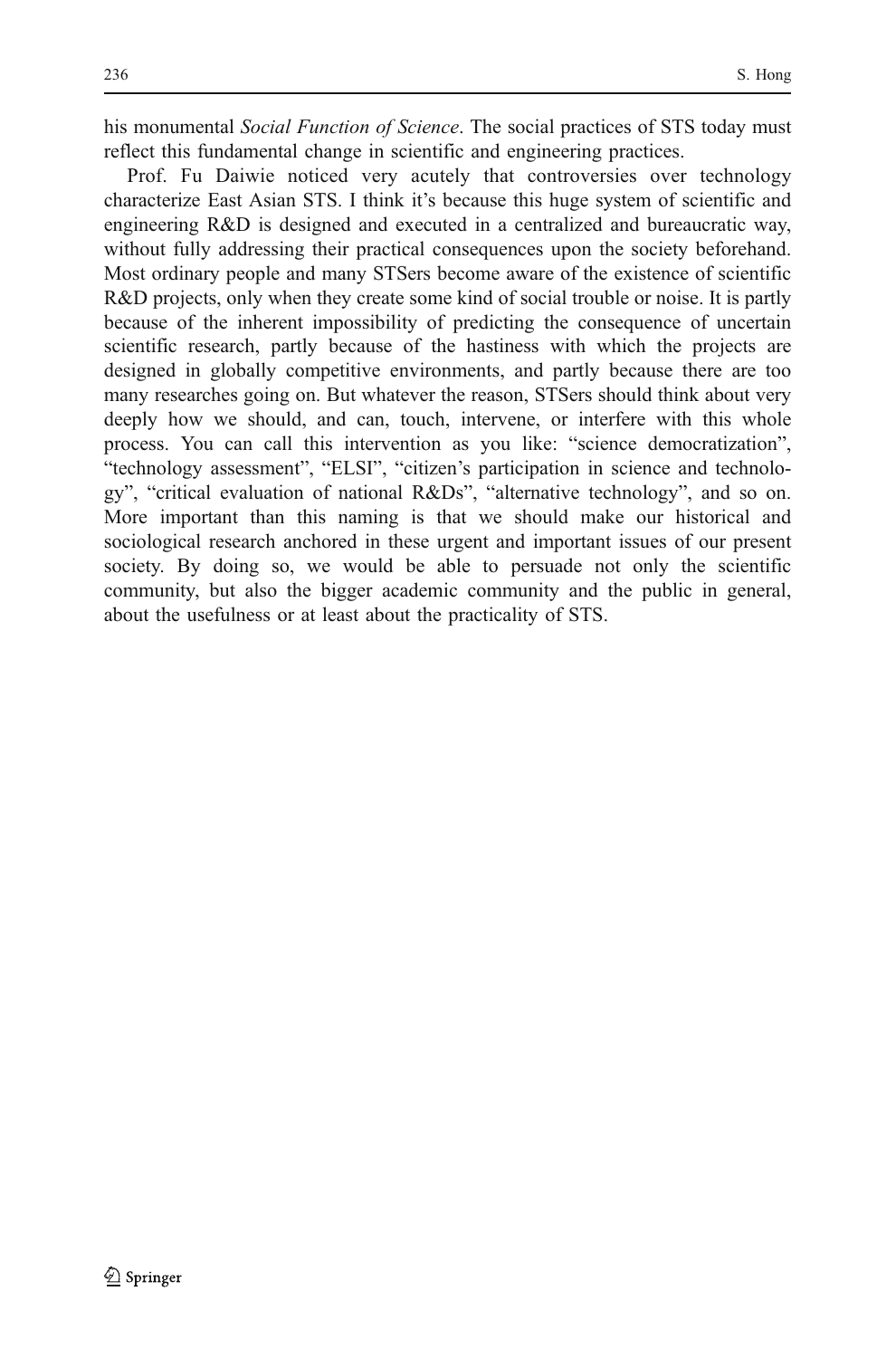his monumental *Social Function of Science*. The social practices of STS today must reflect this fundamental change in scientific and engineering practices.

Prof. Fu Daiwie noticed very acutely that controversies over technology characterize East Asian STS. I think it's because this huge system of scientific and engineering R&D is designed and executed in a centralized and bureaucratic way, without fully addressing their practical consequences upon the society beforehand. Most ordinary people and many STSers become aware of the existence of scientific R&D projects, only when they create some kind of social trouble or noise. It is partly because of the inherent impossibility of predicting the consequence of uncertain scientific research, partly because of the hastiness with which the projects are designed in globally competitive environments, and partly because there are too many researches going on. But whatever the reason, STSers should think about very deeply how we should, and can, touch, intervene, or interfere with this whole process. You can call this intervention as you like: "science democratization", "technology assessment", "ELSI", "citizen's participation in science and technology", "critical evaluation of national R&Ds", "alternative technology", and so on. More important than this naming is that we should make our historical and sociological research anchored in these urgent and important issues of our present society. By doing so, we would be able to persuade not only the scientific community, but also the bigger academic community and the public in general, about the usefulness or at least about the practicality of STS.